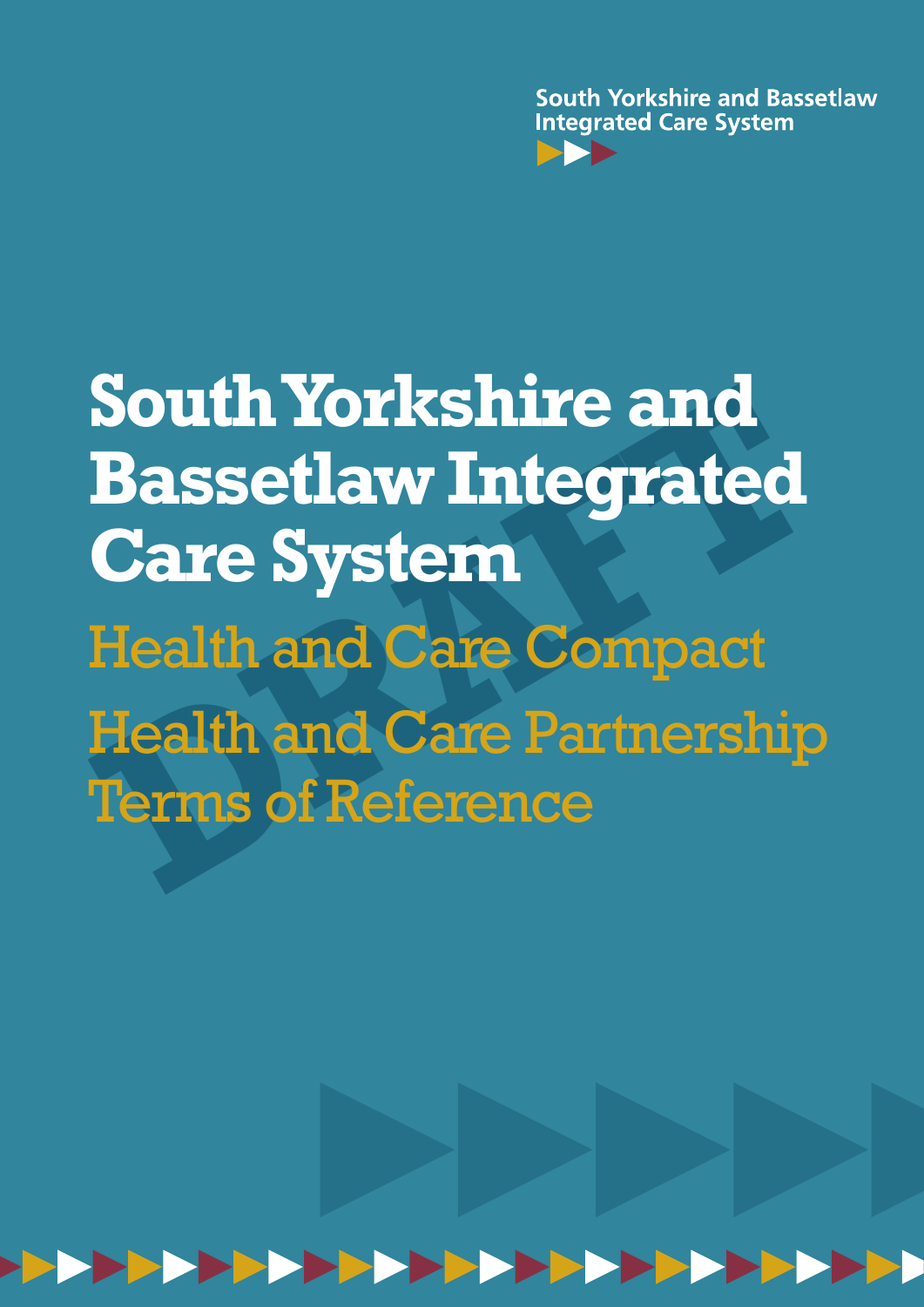South Yorkshire and Bassetlaw
Integrated Care System

# South Yorkshire and Bassetlaw Integrated Care System

## Health and Care Compact

## Health and Care Partnership Terms of Reference

DRAFT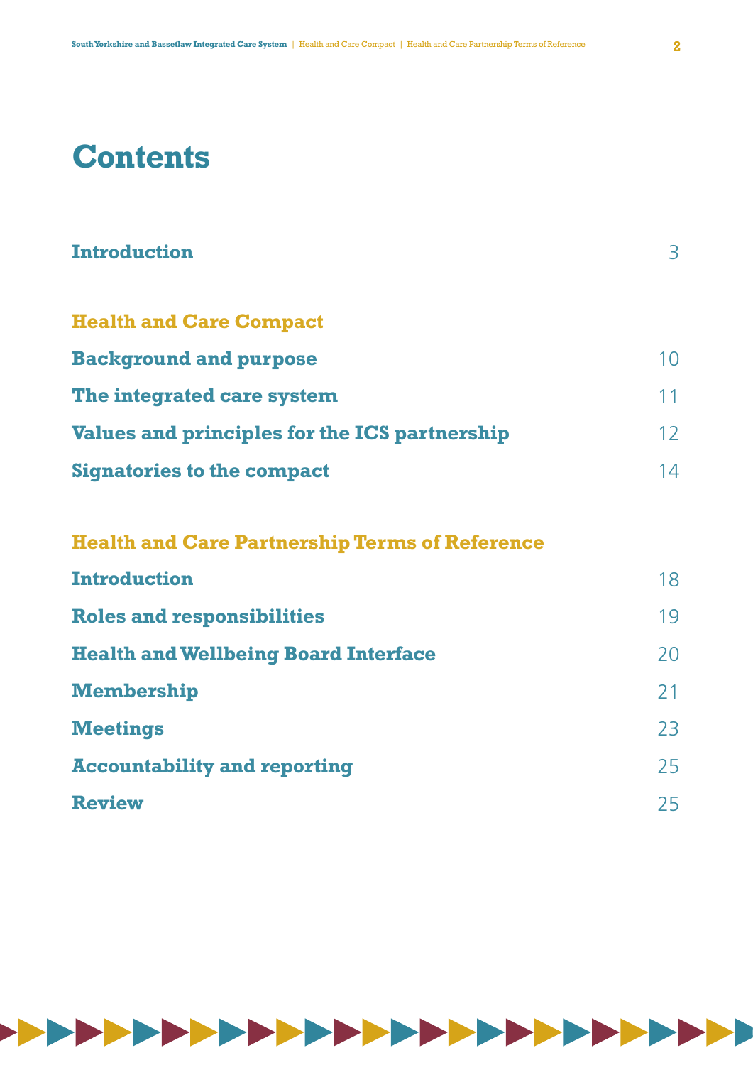# Contents

| | |
|---|---|
| **Introduction** | 3 |
| **Health and Care Compact** | |
| **Background and purpose** | 10 |
| **The integrated care system** | 11 |
| **Values and principles for the ICS partnership** | 12 |
| **Signatories to the compact** | 14 |
| **Health and Care Partnership Terms of Reference** | |
| **Introduction** | 18 |
| **Roles and responsibilities** | 19 |
| **Health and Wellbeing Board Interface** | 20 |
| **Membership** | 21 |
| **Meetings** | 23 |
| **Accountability and reporting** | 25 |
| **Review** | 25 |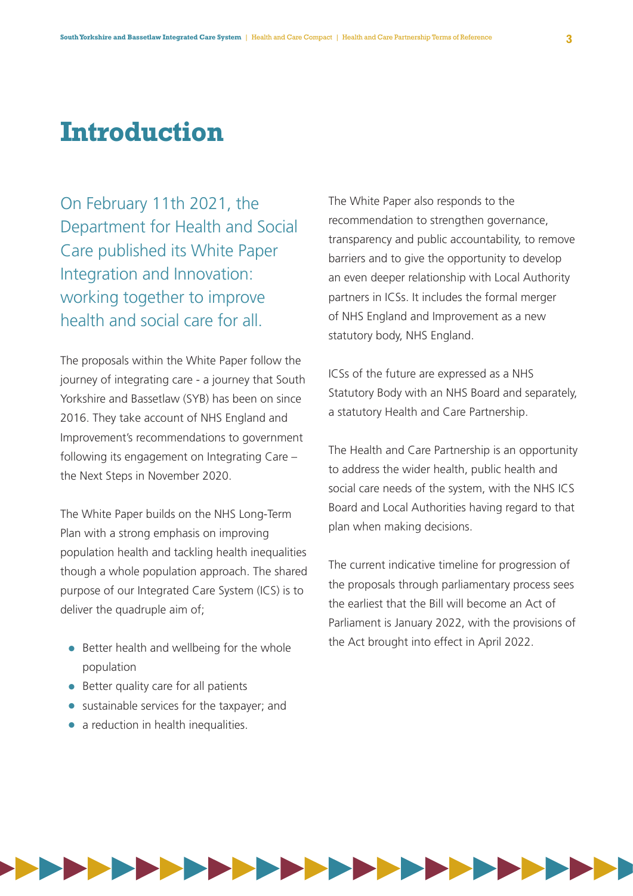# Introduction

On February 11th 2021, the Department for Health and Social Care published its White Paper Integration and Innovation: working together to improve health and social care for all.

The proposals within the White Paper follow the journey of integrating care - a journey that South Yorkshire and Bassetlaw (SYB) has been on since 2016. They take account of NHS England and Improvement's recommendations to government following its engagement on Integrating Care – the Next Steps in November 2020.

The White Paper builds on the NHS Long-Term Plan with a strong emphasis on improving population health and tackling health inequalities though a whole population approach. The shared purpose of our Integrated Care System (ICS) is to deliver the quadruple aim of;

- Better health and wellbeing for the whole population
- Better quality care for all patients
- sustainable services for the taxpayer; and
- a reduction in health inequalities.

The White Paper also responds to the recommendation to strengthen governance, transparency and public accountability, to remove barriers and to give the opportunity to develop an even deeper relationship with Local Authority partners in ICSs. It includes the formal merger of NHS England and Improvement as a new statutory body, NHS England.

ICSs of the future are expressed as a NHS Statutory Body with an NHS Board and separately, a statutory Health and Care Partnership.

The Health and Care Partnership is an opportunity to address the wider health, public health and social care needs of the system, with the NHS ICS Board and Local Authorities having regard to that plan when making decisions.

The current indicative timeline for progression of the proposals through parliamentary process sees the earliest that the Bill will become an Act of Parliament is January 2022, with the provisions of the Act brought into effect in April 2022.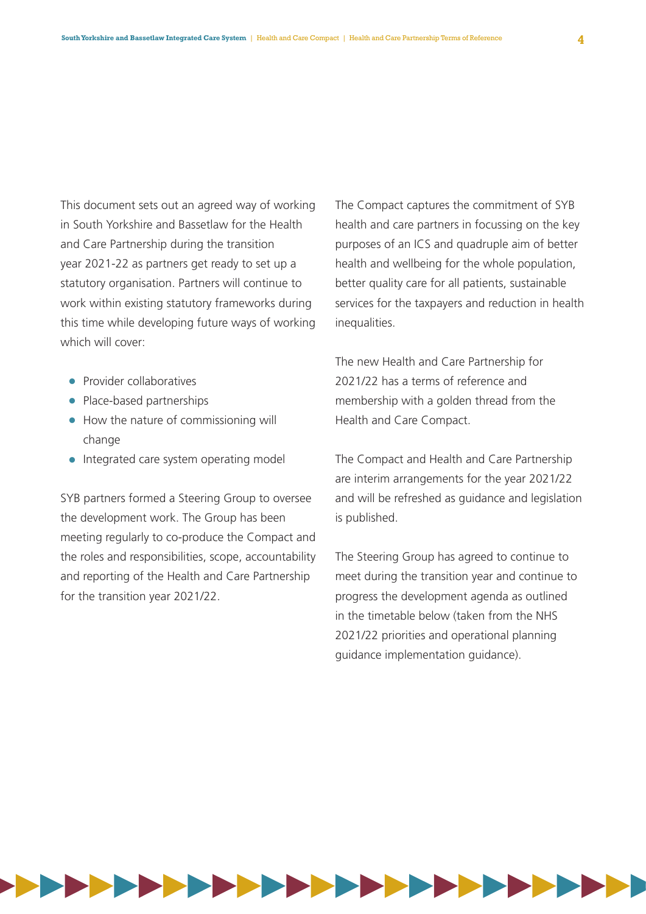This document sets out an agreed way of working in South Yorkshire and Bassetlaw for the Health and Care Partnership during the transition year 2021-22 as partners get ready to set up a statutory organisation. Partners will continue to work within existing statutory frameworks during this time while developing future ways of working which will cover:

- Provider collaboratives
- Place-based partnerships
- How the nature of commissioning will change
- Integrated care system operating model

SYB partners formed a Steering Group to oversee the development work. The Group has been meeting regularly to co-produce the Compact and the roles and responsibilities, scope, accountability and reporting of the Health and Care Partnership for the transition year 2021/22.

The Compact captures the commitment of SYB health and care partners in focussing on the key purposes of an ICS and quadruple aim of better health and wellbeing for the whole population, better quality care for all patients, sustainable services for the taxpayers and reduction in health inequalities.

The new Health and Care Partnership for 2021/22 has a terms of reference and membership with a golden thread from the Health and Care Compact.

The Compact and Health and Care Partnership are interim arrangements for the year 2021/22 and will be refreshed as guidance and legislation is published.

The Steering Group has agreed to continue to meet during the transition year and continue to progress the development agenda as outlined in the timetable below (taken from the NHS 2021/22 priorities and operational planning guidance implementation guidance).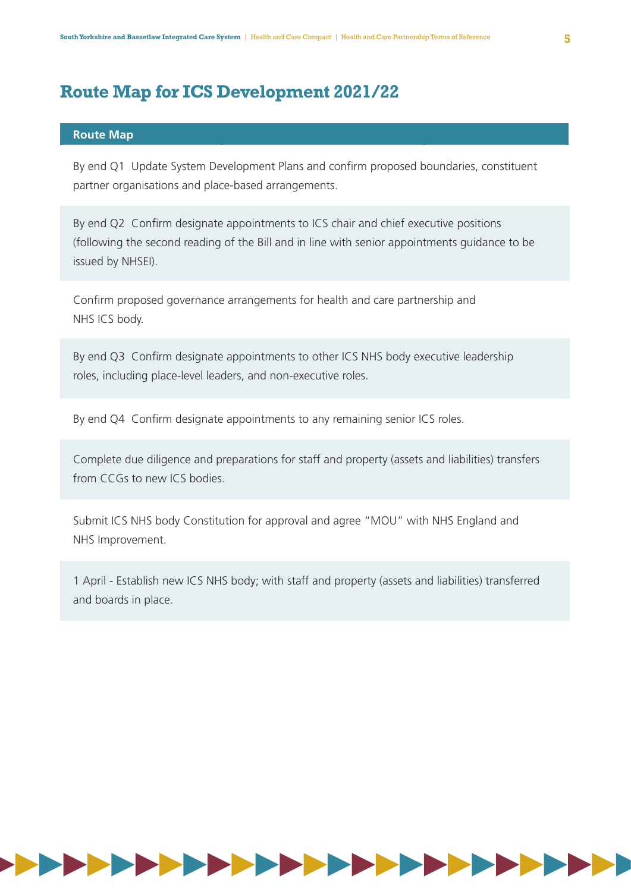## Route Map for ICS Development 2021/22

| Route Map |
|---|
| By end Q1 Update System Development Plans and confirm proposed boundaries, constituent partner organisations and place-based arrangements. |
| By end Q2 Confirm designate appointments to ICS chair and chief executive positions (following the second reading of the Bill and in line with senior appointments guidance to be issued by NHSEI). |
| Confirm proposed governance arrangements for health and care partnership and NHS ICS body. |
| By end Q3 Confirm designate appointments to other ICS NHS body executive leadership roles, including place-level leaders, and non-executive roles. |
| By end Q4 Confirm designate appointments to any remaining senior ICS roles. |
| Complete due diligence and preparations for staff and property (assets and liabilities) transfers from CCGs to new ICS bodies. |
| Submit ICS NHS body Constitution for approval and agree "MOU" with NHS England and NHS Improvement. |
| 1 April - Establish new ICS NHS body; with staff and property (assets and liabilities) transferred and boards in place. |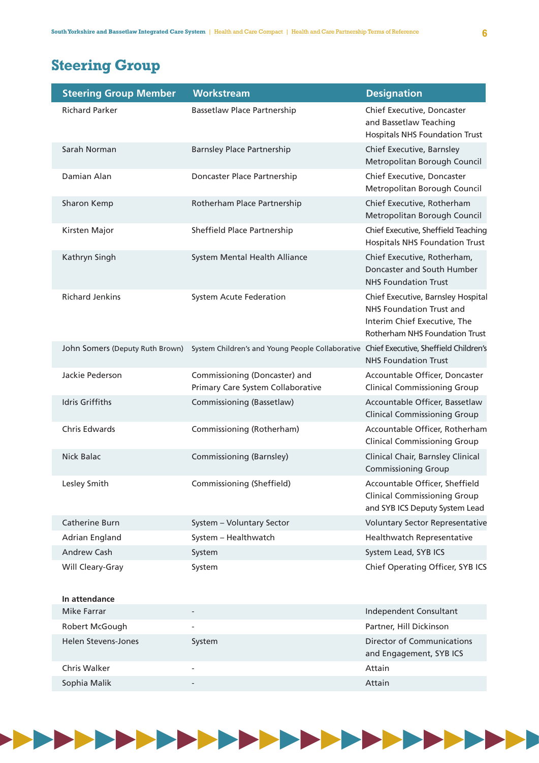# Steering Group

| Steering Group Member | Workstream | Designation |
|---|---|---|
| Richard Parker | Bassetlaw Place Partnership | Chief Executive, Doncaster and Bassetlaw Teaching Hospitals NHS Foundation Trust |
| Sarah Norman | Barnsley Place Partnership | Chief Executive, Barnsley Metropolitan Borough Council |
| Damian Alan | Doncaster Place Partnership | Chief Executive, Doncaster Metropolitan Borough Council |
| Sharon Kemp | Rotherham Place Partnership | Chief Executive, Rotherham Metropolitan Borough Council |
| Kirsten Major | Sheffield Place Partnership | Chief Executive, Sheffield Teaching Hospitals NHS Foundation Trust |
| Kathryn Singh | System Mental Health Alliance | Chief Executive, Rotherham, Doncaster and South Humber NHS Foundation Trust |
| Richard Jenkins | System Acute Federation | Chief Executive, Barnsley Hospital NHS Foundation Trust and Interim Chief Executive, The Rotherham NHS Foundation Trust |
| John Somers (Deputy Ruth Brown) | System Children's and Young People Collaborative | Chief Executive, Sheffield Children's NHS Foundation Trust |
| Jackie Pederson | Commissioning (Doncaster) and Primary Care System Collaborative | Accountable Officer, Doncaster Clinical Commissioning Group |
| Idris Griffiths | Commissioning (Bassetlaw) | Accountable Officer, Bassetlaw Clinical Commissioning Group |
| Chris Edwards | Commissioning (Rotherham) | Accountable Officer, Rotherham Clinical Commissioning Group |
| Nick Balac | Commissioning (Barnsley) | Clinical Chair, Barnsley Clinical Commissioning Group |
| Lesley Smith | Commissioning (Sheffield) | Accountable Officer, Sheffield Clinical Commissioning Group and SYB ICS Deputy System Lead |
| Catherine Burn | System – Voluntary Sector | Voluntary Sector Representative |
| Adrian England | System – Healthwatch | Healthwatch Representative |
| Andrew Cash | System | System Lead, SYB ICS |
| Will Cleary-Gray | System | Chief Operating Officer, SYB ICS |
| **In attendance** | | |
| Mike Farrar | - | Independent Consultant |
| Robert McGough | - | Partner, Hill Dickinson |
| Helen Stevens-Jones | System | Director of Communications and Engagement, SYB ICS |
| Chris Walker | - | Attain |
| Sophia Malik | - | Attain |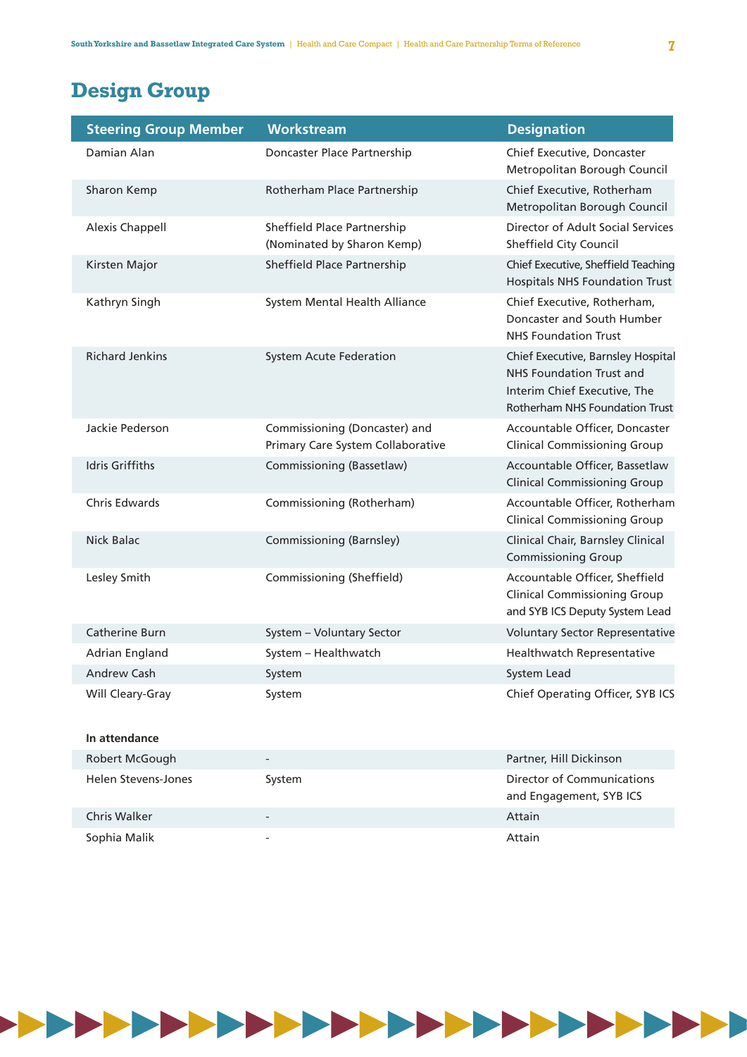# Design Group

| Steering Group Member | Workstream | Designation |
|---|---|---|
| Damian Alan | Doncaster Place Partnership | Chief Executive, Doncaster Metropolitan Borough Council |
| Sharon Kemp | Rotherham Place Partnership | Chief Executive, Rotherham Metropolitan Borough Council |
| Alexis Chappell | Sheffield Place Partnership (Nominated by Sharon Kemp) | Director of Adult Social Services Sheffield City Council |
| Kirsten Major | Sheffield Place Partnership | Chief Executive, Sheffield Teaching Hospitals NHS Foundation Trust |
| Kathryn Singh | System Mental Health Alliance | Chief Executive, Rotherham, Doncaster and South Humber NHS Foundation Trust |
| Richard Jenkins | System Acute Federation | Chief Executive, Barnsley Hospital NHS Foundation Trust and Interim Chief Executive, The Rotherham NHS Foundation Trust |
| Jackie Pederson | Commissioning (Doncaster) and Primary Care System Collaborative | Accountable Officer, Doncaster Clinical Commissioning Group |
| Idris Griffiths | Commissioning (Bassetlaw) | Accountable Officer, Bassetlaw Clinical Commissioning Group |
| Chris Edwards | Commissioning (Rotherham) | Accountable Officer, Rotherham Clinical Commissioning Group |
| Nick Balac | Commissioning (Barnsley) | Clinical Chair, Barnsley Clinical Commissioning Group |
| Lesley Smith | Commissioning (Sheffield) | Accountable Officer, Sheffield Clinical Commissioning Group and SYB ICS Deputy System Lead |
| Catherine Burn | System – Voluntary Sector | Voluntary Sector Representative |
| Adrian England | System – Healthwatch | Healthwatch Representative |
| Andrew Cash | System | System Lead |
| Will Cleary-Gray | System | Chief Operating Officer, SYB ICS |
| **In attendance** | | |
| Robert McGough | - | Partner, Hill Dickinson |
| Helen Stevens-Jones | System | Director of Communications and Engagement, SYB ICS |
| Chris Walker | - | Attain |
| Sophia Malik | - | Attain |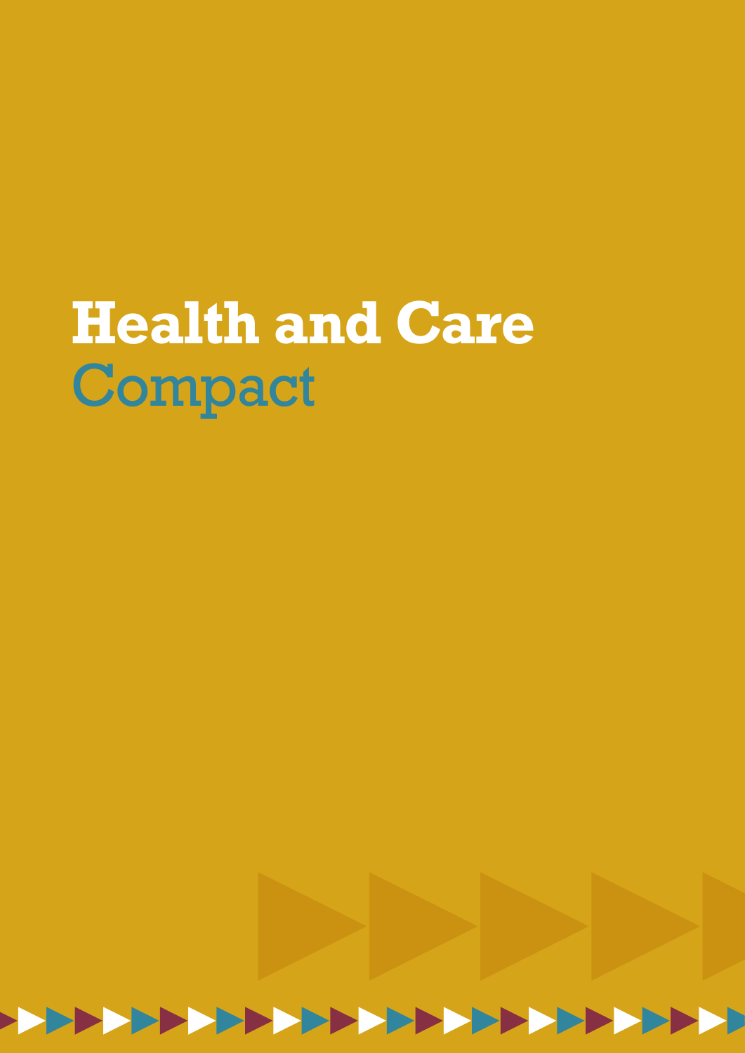# Health and Care Compact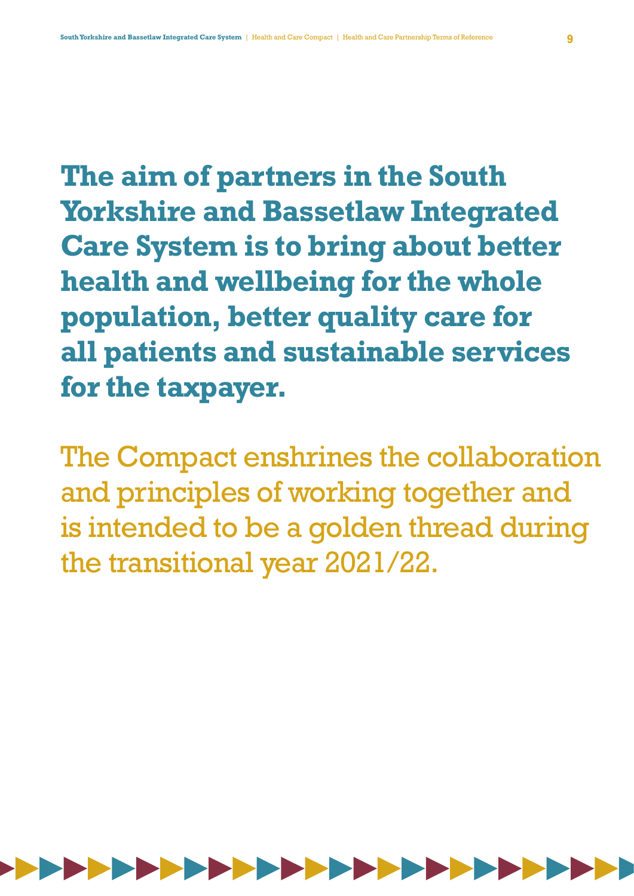**The aim of partners in the South Yorkshire and Bassetlaw Integrated Care System is to bring about better health and wellbeing for the whole population, better quality care for all patients and sustainable services for the taxpayer.**

The Compact enshrines the collaboration and principles of working together and is intended to be a golden thread during the transitional year 2021/22.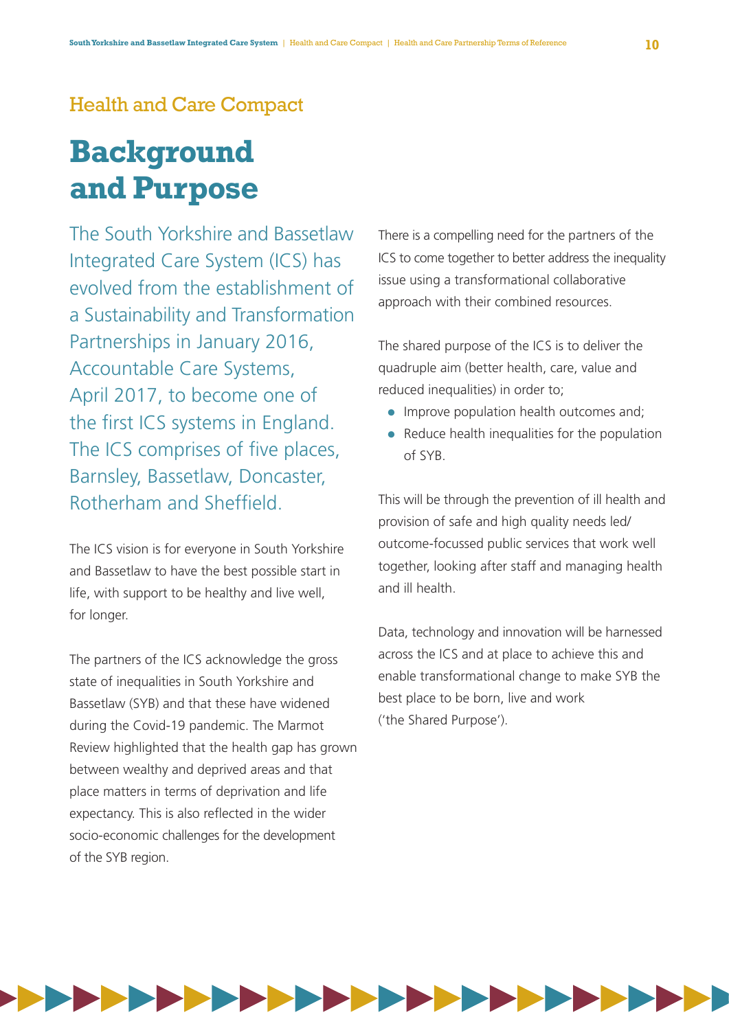Health and Care Compact

# Background and Purpose

The South Yorkshire and Bassetlaw Integrated Care System (ICS) has evolved from the establishment of a Sustainability and Transformation Partnerships in January 2016, Accountable Care Systems, April 2017, to become one of the first ICS systems in England. The ICS comprises of five places, Barnsley, Bassetlaw, Doncaster, Rotherham and Sheffield.

The ICS vision is for everyone in South Yorkshire and Bassetlaw to have the best possible start in life, with support to be healthy and live well, for longer.

The partners of the ICS acknowledge the gross state of inequalities in South Yorkshire and Bassetlaw (SYB) and that these have widened during the Covid-19 pandemic. The Marmot Review highlighted that the health gap has grown between wealthy and deprived areas and that place matters in terms of deprivation and life expectancy. This is also reflected in the wider socio-economic challenges for the development of the SYB region.

There is a compelling need for the partners of the ICS to come together to better address the inequality issue using a transformational collaborative approach with their combined resources.

The shared purpose of the ICS is to deliver the quadruple aim (better health, care, value and reduced inequalities) in order to;

- Improve population health outcomes and;
- Reduce health inequalities for the population of SYB.

This will be through the prevention of ill health and provision of safe and high quality needs led/ outcome-focussed public services that work well together, looking after staff and managing health and ill health.

Data, technology and innovation will be harnessed across the ICS and at place to achieve this and enable transformational change to make SYB the best place to be born, live and work ('the Shared Purpose').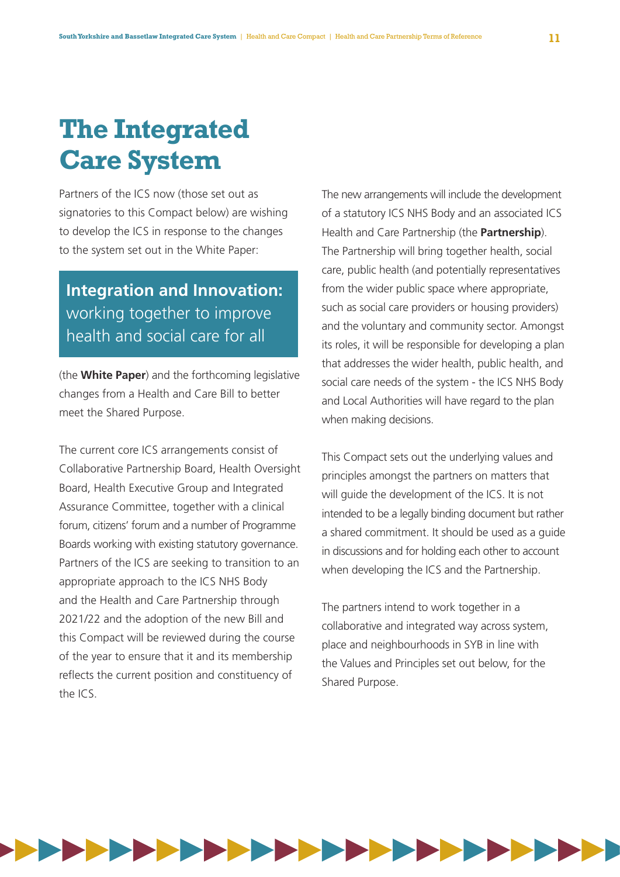# The Integrated Care System

Partners of the ICS now (those set out as signatories to this Compact below) are wishing to develop the ICS in response to the changes to the system set out in the White Paper:

> **Integration and Innovation:** working together to improve health and social care for all

(the **White Paper**) and the forthcoming legislative changes from a Health and Care Bill to better meet the Shared Purpose.

The current core ICS arrangements consist of Collaborative Partnership Board, Health Oversight Board, Health Executive Group and Integrated Assurance Committee, together with a clinical forum, citizens' forum and a number of Programme Boards working with existing statutory governance. Partners of the ICS are seeking to transition to an appropriate approach to the ICS NHS Body and the Health and Care Partnership through 2021/22 and the adoption of the new Bill and this Compact will be reviewed during the course of the year to ensure that it and its membership reflects the current position and constituency of the ICS.

The new arrangements will include the development of a statutory ICS NHS Body and an associated ICS Health and Care Partnership (the **Partnership**). The Partnership will bring together health, social care, public health (and potentially representatives from the wider public space where appropriate, such as social care providers or housing providers) and the voluntary and community sector. Amongst its roles, it will be responsible for developing a plan that addresses the wider health, public health, and social care needs of the system - the ICS NHS Body and Local Authorities will have regard to the plan when making decisions.

This Compact sets out the underlying values and principles amongst the partners on matters that will guide the development of the ICS. It is not intended to be a legally binding document but rather a shared commitment. It should be used as a guide in discussions and for holding each other to account when developing the ICS and the Partnership.

The partners intend to work together in a collaborative and integrated way across system, place and neighbourhoods in SYB in line with the Values and Principles set out below, for the Shared Purpose.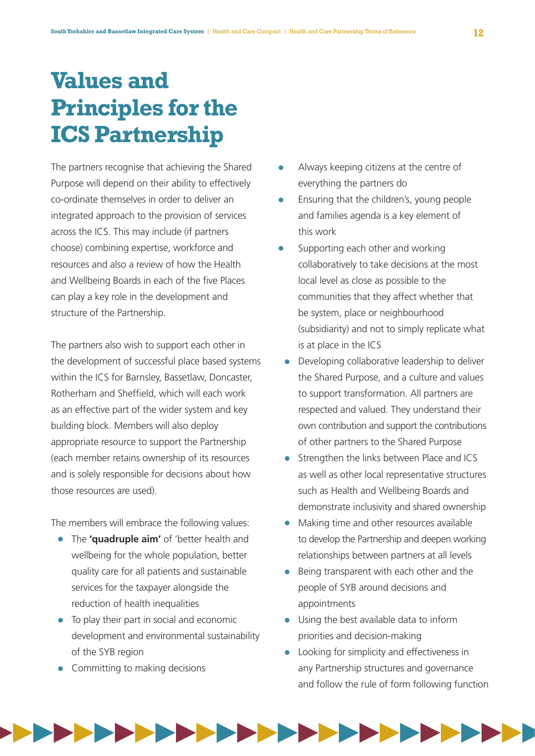# Values and Principles for the ICS Partnership

The partners recognise that achieving the Shared Purpose will depend on their ability to effectively co-ordinate themselves in order to deliver an integrated approach to the provision of services across the ICS. This may include (if partners choose) combining expertise, workforce and resources and also a review of how the Health and Wellbeing Boards in each of the five Places can play a key role in the development and structure of the Partnership.

The partners also wish to support each other in the development of successful place based systems within the ICS for Barnsley, Bassetlaw, Doncaster, Rotherham and Sheffield, which will each work as an effective part of the wider system and key building block. Members will also deploy appropriate resource to support the Partnership (each member retains ownership of its resources and is solely responsible for decisions about how those resources are used).

The members will embrace the following values:

- The **'quadruple aim'** of 'better health and wellbeing for the whole population, better quality care for all patients and sustainable services for the taxpayer alongside the reduction of health inequalities
- To play their part in social and economic development and environmental sustainability of the SYB region
- Committing to making decisions
- Always keeping citizens at the centre of everything the partners do
- Ensuring that the children's, young people and families agenda is a key element of this work
- Supporting each other and working collaboratively to take decisions at the most local level as close as possible to the communities that they affect whether that be system, place or neighbourhood (subsidiarity) and not to simply replicate what is at place in the ICS
- Developing collaborative leadership to deliver the Shared Purpose, and a culture and values to support transformation. All partners are respected and valued. They understand their own contribution and support the contributions of other partners to the Shared Purpose
- Strengthen the links between Place and ICS as well as other local representative structures such as Health and Wellbeing Boards and demonstrate inclusivity and shared ownership
- Making time and other resources available to develop the Partnership and deepen working relationships between partners at all levels
- Being transparent with each other and the people of SYB around decisions and appointments
- Using the best available data to inform priorities and decision-making
- Looking for simplicity and effectiveness in any Partnership structures and governance and follow the rule of form following function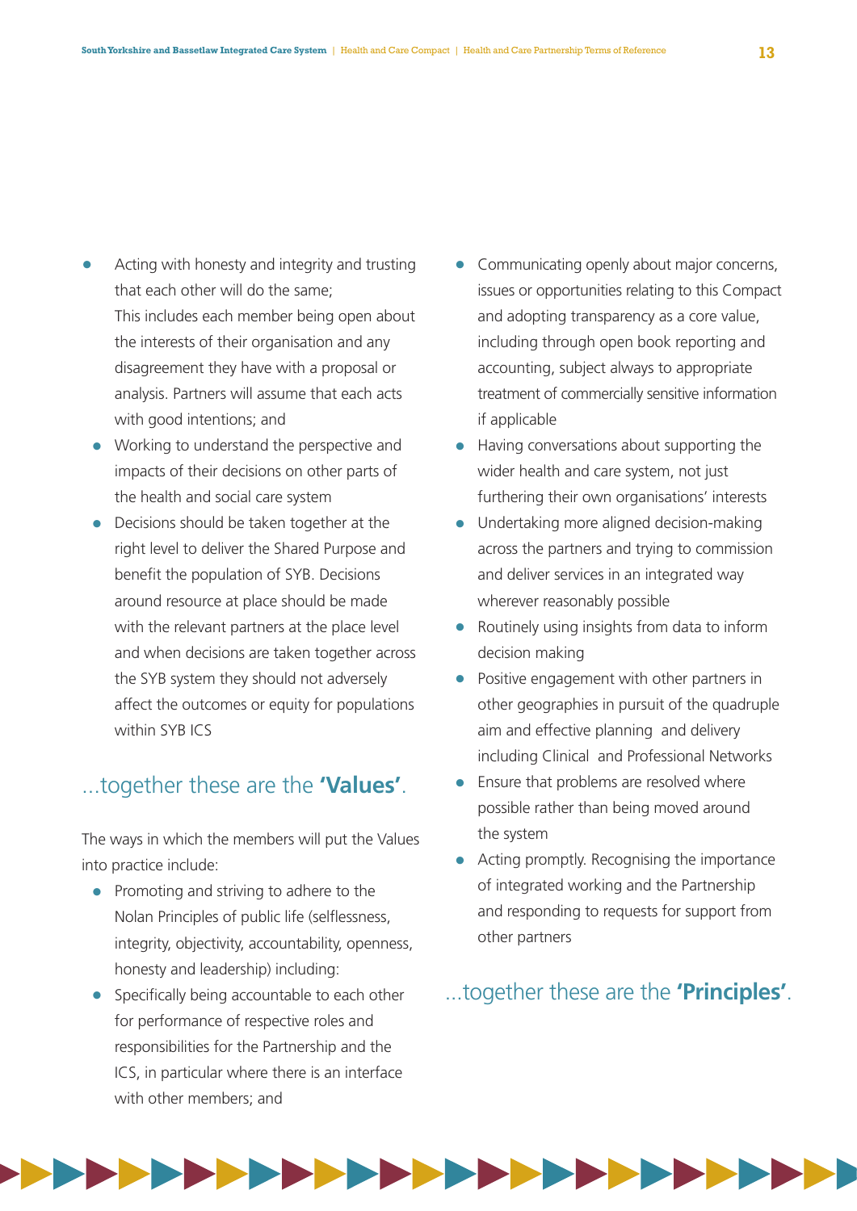- Acting with honesty and integrity and trusting that each other will do the same;
  This includes each member being open about the interests of their organisation and any disagreement they have with a proposal or analysis. Partners will assume that each acts with good intentions; and
- Working to understand the perspective and impacts of their decisions on other parts of the health and social care system
- Decisions should be taken together at the right level to deliver the Shared Purpose and benefit the population of SYB. Decisions around resource at place should be made with the relevant partners at the place level and when decisions are taken together across the SYB system they should not adversely affect the outcomes or equity for populations within SYB ICS

## ...together these are the **'Values'**.

The ways in which the members will put the Values into practice include:

- Promoting and striving to adhere to the Nolan Principles of public life (selflessness, integrity, objectivity, accountability, openness, honesty and leadership) including:
- Specifically being accountable to each other for performance of respective roles and responsibilities for the Partnership and the ICS, in particular where there is an interface with other members; and
- Communicating openly about major concerns, issues or opportunities relating to this Compact and adopting transparency as a core value, including through open book reporting and accounting, subject always to appropriate treatment of commercially sensitive information if applicable
- Having conversations about supporting the wider health and care system, not just furthering their own organisations' interests
- Undertaking more aligned decision-making across the partners and trying to commission and deliver services in an integrated way wherever reasonably possible
- Routinely using insights from data to inform decision making
- Positive engagement with other partners in other geographies in pursuit of the quadruple aim and effective planning and delivery including Clinical and Professional Networks
- Ensure that problems are resolved where possible rather than being moved around the system
- Acting promptly. Recognising the importance of integrated working and the Partnership and responding to requests for support from other partners

## ...together these are the **'Principles'**.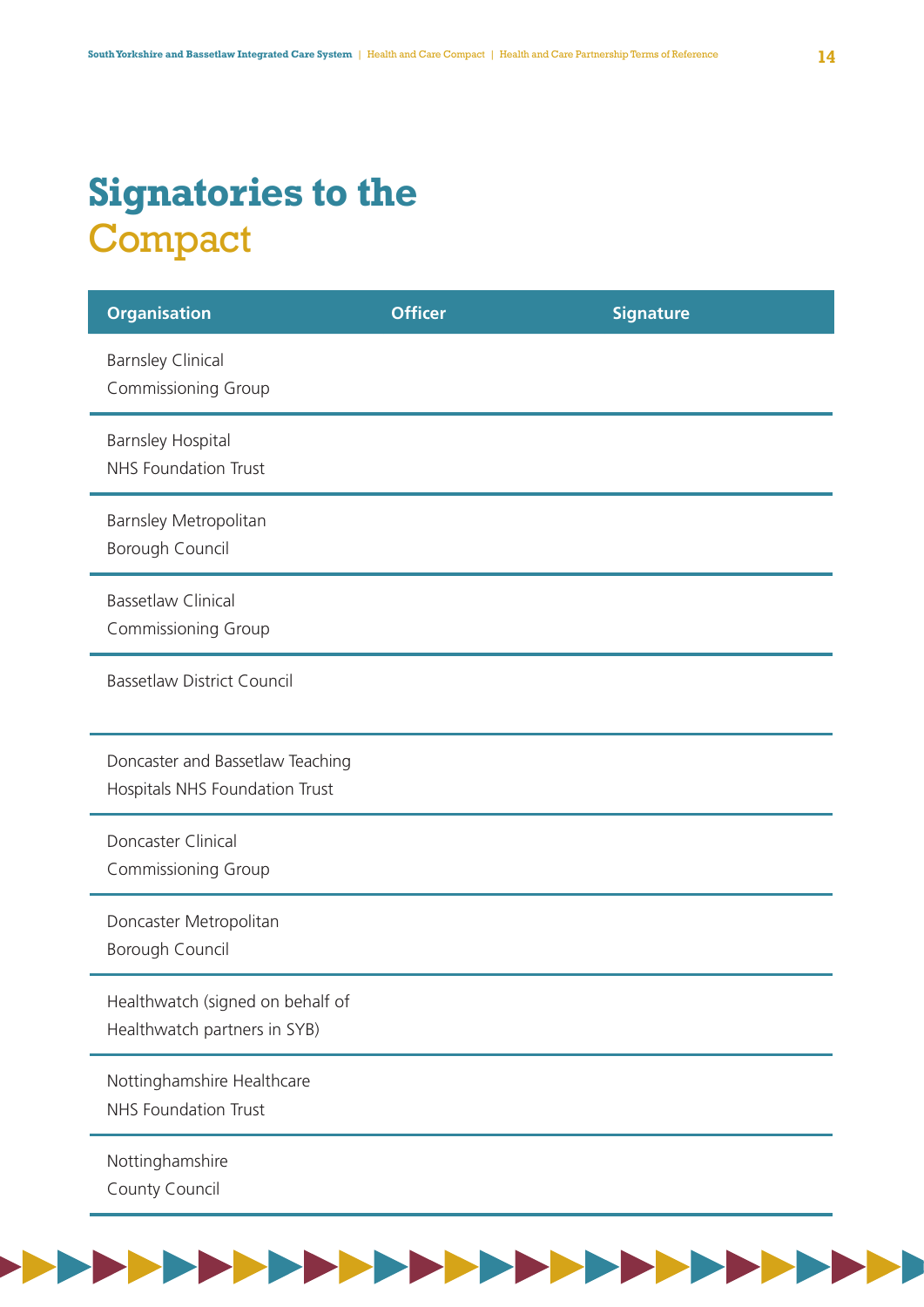# Signatories to the Compact

| Organisation | Officer | Signature |
|---|---|---|
| Barnsley Clinical Commissioning Group | | |
| Barnsley Hospital NHS Foundation Trust | | |
| Barnsley Metropolitan Borough Council | | |
| Bassetlaw Clinical Commissioning Group | | |
| Bassetlaw District Council | | |
| Doncaster and Bassetlaw Teaching Hospitals NHS Foundation Trust | | |
| Doncaster Clinical Commissioning Group | | |
| Doncaster Metropolitan Borough Council | | |
| Healthwatch (signed on behalf of Healthwatch partners in SYB) | | |
| Nottinghamshire Healthcare NHS Foundation Trust | | |
| Nottinghamshire County Council | | |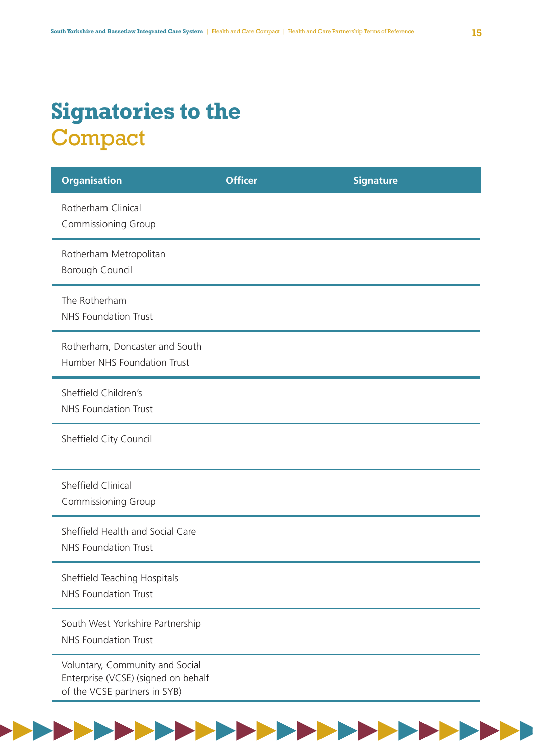# Signatories to the Compact

| Organisation | Officer | Signature |
|---|---|---|
| Rotherham Clinical Commissioning Group | | |
| Rotherham Metropolitan Borough Council | | |
| The Rotherham NHS Foundation Trust | | |
| Rotherham, Doncaster and South Humber NHS Foundation Trust | | |
| Sheffield Children's NHS Foundation Trust | | |
| Sheffield City Council | | |
| Sheffield Clinical Commissioning Group | | |
| Sheffield Health and Social Care NHS Foundation Trust | | |
| Sheffield Teaching Hospitals NHS Foundation Trust | | |
| South West Yorkshire Partnership NHS Foundation Trust | | |
| Voluntary, Community and Social Enterprise (VCSE) (signed on behalf of the VCSE partners in SYB) | | |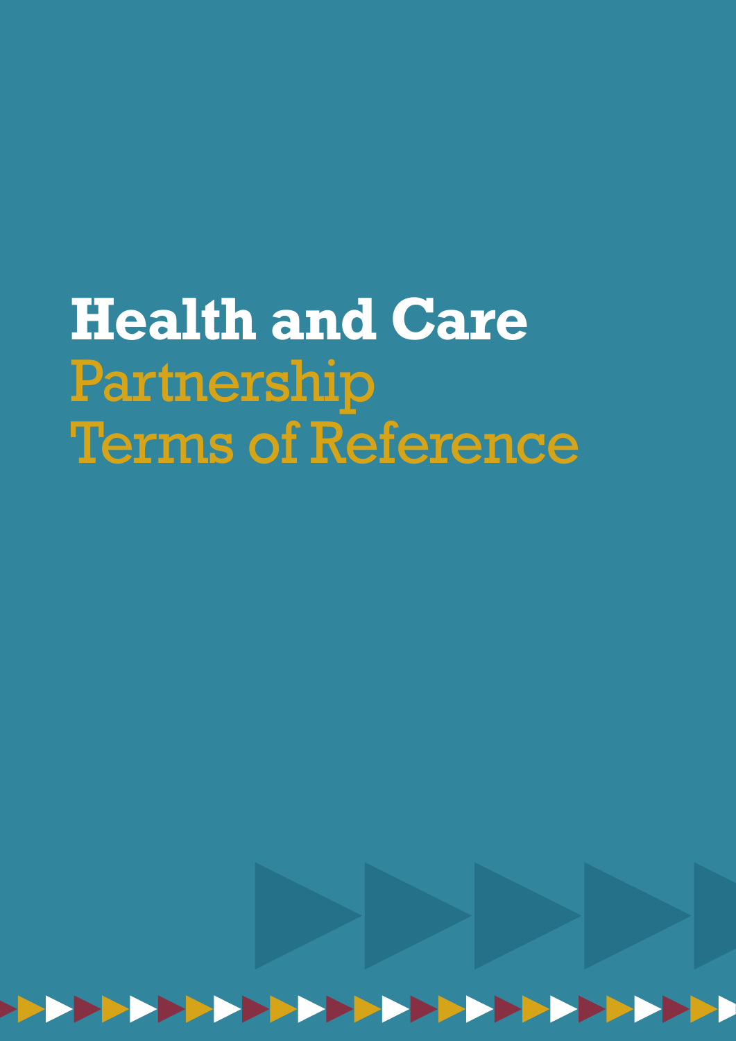# Health and Care Partnership Terms of Reference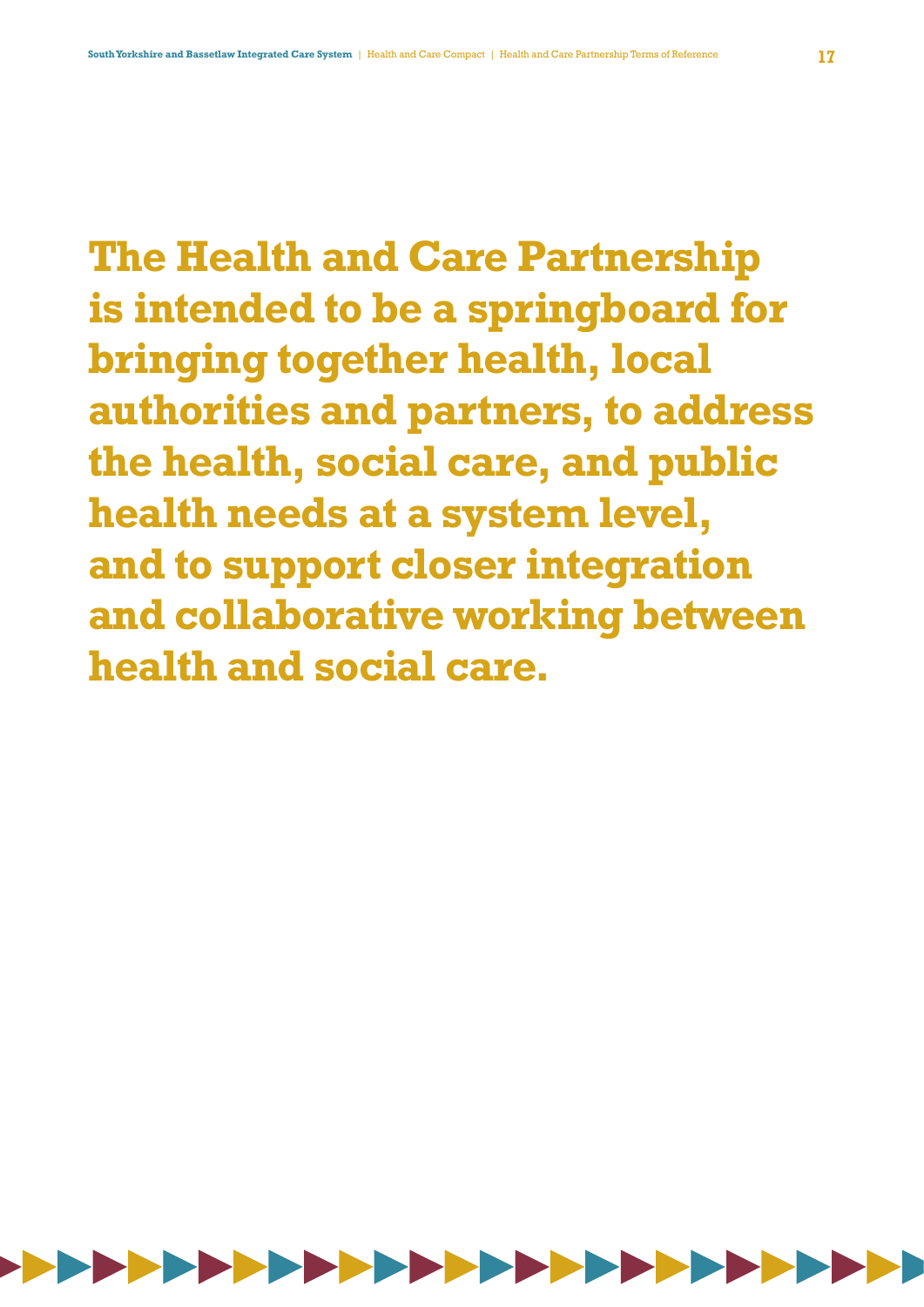**The Health and Care Partnership is intended to be a springboard for bringing together health, local authorities and partners, to address the health, social care, and public health needs at a system level, and to support closer integration and collaborative working between health and social care.**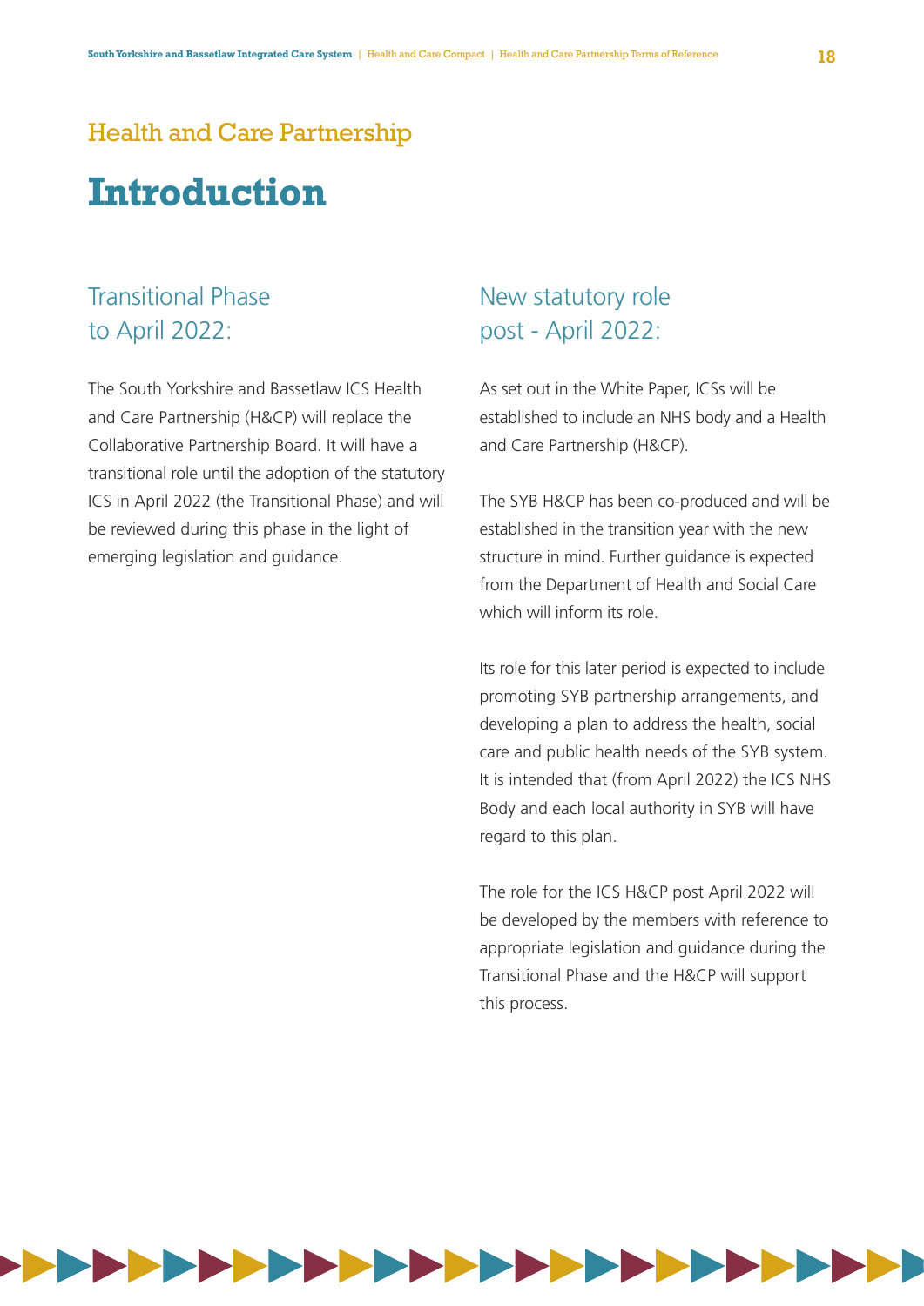## Health and Care Partnership

# Introduction

### Transitional Phase to April 2022:

The South Yorkshire and Bassetlaw ICS Health and Care Partnership (H&CP) will replace the Collaborative Partnership Board. It will have a transitional role until the adoption of the statutory ICS in April 2022 (the Transitional Phase) and will be reviewed during this phase in the light of emerging legislation and guidance.

### New statutory role post - April 2022:

As set out in the White Paper, ICSs will be established to include an NHS body and a Health and Care Partnership (H&CP).

The SYB H&CP has been co-produced and will be established in the transition year with the new structure in mind. Further guidance is expected from the Department of Health and Social Care which will inform its role.

Its role for this later period is expected to include promoting SYB partnership arrangements, and developing a plan to address the health, social care and public health needs of the SYB system. It is intended that (from April 2022) the ICS NHS Body and each local authority in SYB will have regard to this plan.

The role for the ICS H&CP post April 2022 will be developed by the members with reference to appropriate legislation and guidance during the Transitional Phase and the H&CP will support this process.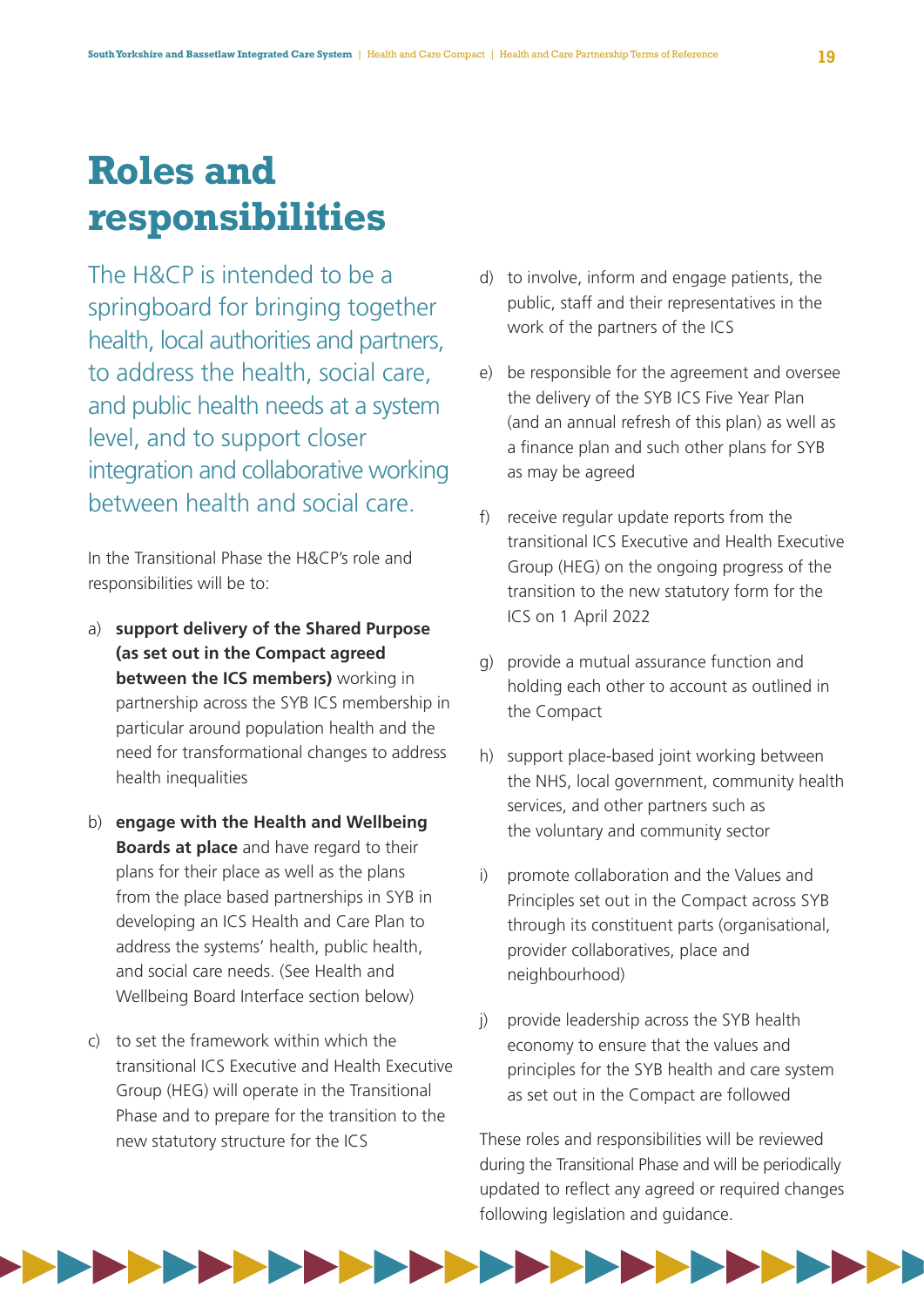# Roles and responsibilities

The H&CP is intended to be a springboard for bringing together health, local authorities and partners, to address the health, social care, and public health needs at a system level, and to support closer integration and collaborative working between health and social care.

In the Transitional Phase the H&CP's role and responsibilities will be to:

a) **support delivery of the Shared Purpose (as set out in the Compact agreed between the ICS members)** working in partnership across the SYB ICS membership in particular around population health and the need for transformational changes to address health inequalities

b) **engage with the Health and Wellbeing Boards at place** and have regard to their plans for their place as well as the plans from the place based partnerships in SYB in developing an ICS Health and Care Plan to address the systems' health, public health, and social care needs. (See Health and Wellbeing Board Interface section below)

c) to set the framework within which the transitional ICS Executive and Health Executive Group (HEG) will operate in the Transitional Phase and to prepare for the transition to the new statutory structure for the ICS

d) to involve, inform and engage patients, the public, staff and their representatives in the work of the partners of the ICS

e) be responsible for the agreement and oversee the delivery of the SYB ICS Five Year Plan (and an annual refresh of this plan) as well as a finance plan and such other plans for SYB as may be agreed

f) receive regular update reports from the transitional ICS Executive and Health Executive Group (HEG) on the ongoing progress of the transition to the new statutory form for the ICS on 1 April 2022

g) provide a mutual assurance function and holding each other to account as outlined in the Compact

h) support place-based joint working between the NHS, local government, community health services, and other partners such as the voluntary and community sector

i) promote collaboration and the Values and Principles set out in the Compact across SYB through its constituent parts (organisational, provider collaboratives, place and neighbourhood)

j) provide leadership across the SYB health economy to ensure that the values and principles for the SYB health and care system as set out in the Compact are followed

These roles and responsibilities will be reviewed during the Transitional Phase and will be periodically updated to reflect any agreed or required changes following legislation and guidance.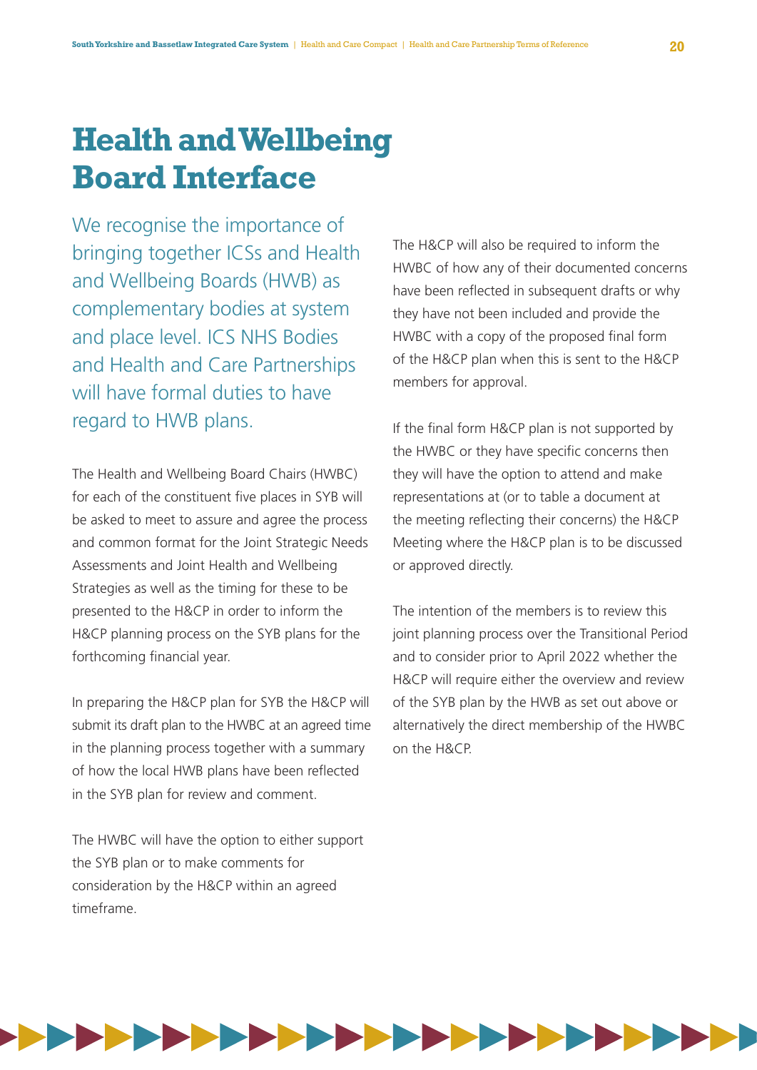# Health and Wellbeing Board Interface

We recognise the importance of bringing together ICSs and Health and Wellbeing Boards (HWB) as complementary bodies at system and place level. ICS NHS Bodies and Health and Care Partnerships will have formal duties to have regard to HWB plans.

The Health and Wellbeing Board Chairs (HWBC) for each of the constituent five places in SYB will be asked to meet to assure and agree the process and common format for the Joint Strategic Needs Assessments and Joint Health and Wellbeing Strategies as well as the timing for these to be presented to the H&CP in order to inform the H&CP planning process on the SYB plans for the forthcoming financial year.

In preparing the H&CP plan for SYB the H&CP will submit its draft plan to the HWBC at an agreed time in the planning process together with a summary of how the local HWB plans have been reflected in the SYB plan for review and comment.

The HWBC will have the option to either support the SYB plan or to make comments for consideration by the H&CP within an agreed timeframe.

The H&CP will also be required to inform the HWBC of how any of their documented concerns have been reflected in subsequent drafts or why they have not been included and provide the HWBC with a copy of the proposed final form of the H&CP plan when this is sent to the H&CP members for approval.

If the final form H&CP plan is not supported by the HWBC or they have specific concerns then they will have the option to attend and make representations at (or to table a document at the meeting reflecting their concerns) the H&CP Meeting where the H&CP plan is to be discussed or approved directly.

The intention of the members is to review this joint planning process over the Transitional Period and to consider prior to April 2022 whether the H&CP will require either the overview and review of the SYB plan by the HWB as set out above or alternatively the direct membership of the HWBC on the H&CP.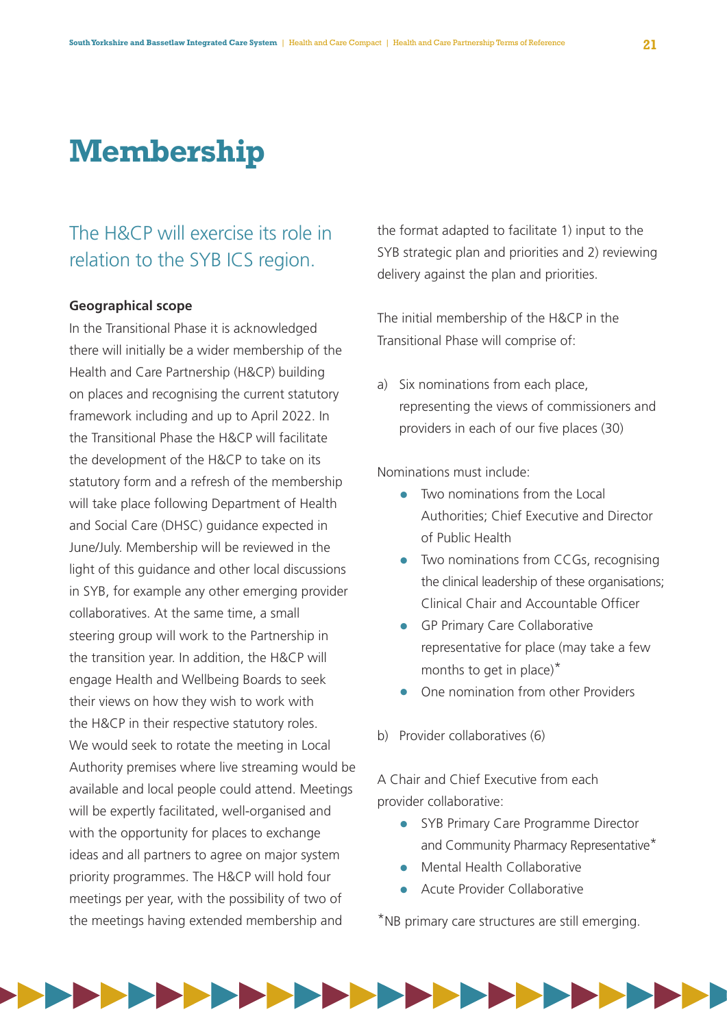# Membership

## The H&CP will exercise its role in relation to the SYB ICS region.

**Geographical scope**

In the Transitional Phase it is acknowledged there will initially be a wider membership of the Health and Care Partnership (H&CP) building on places and recognising the current statutory framework including and up to April 2022. In the Transitional Phase the H&CP will facilitate the development of the H&CP to take on its statutory form and a refresh of the membership will take place following Department of Health and Social Care (DHSC) guidance expected in June/July. Membership will be reviewed in the light of this guidance and other local discussions in SYB, for example any other emerging provider collaboratives. At the same time, a small steering group will work to the Partnership in the transition year. In addition, the H&CP will engage Health and Wellbeing Boards to seek their views on how they wish to work with the H&CP in their respective statutory roles. We would seek to rotate the meeting in Local Authority premises where live streaming would be available and local people could attend. Meetings will be expertly facilitated, well-organised and with the opportunity for places to exchange ideas and all partners to agree on major system priority programmes. The H&CP will hold four meetings per year, with the possibility of two of the meetings having extended membership and the format adapted to facilitate 1) input to the SYB strategic plan and priorities and 2) reviewing delivery against the plan and priorities.

The initial membership of the H&CP in the Transitional Phase will comprise of:

a) Six nominations from each place, representing the views of commissioners and providers in each of our five places (30)

Nominations must include:

- Two nominations from the Local Authorities; Chief Executive and Director of Public Health
- Two nominations from CCGs, recognising the clinical leadership of these organisations; Clinical Chair and Accountable Officer
- GP Primary Care Collaborative representative for place (may take a few months to get in place)*
- One nomination from other Providers

b) Provider collaboratives (6)

A Chair and Chief Executive from each provider collaborative:

- SYB Primary Care Programme Director and Community Pharmacy Representative*
- Mental Health Collaborative
- Acute Provider Collaborative

*NB primary care structures are still emerging.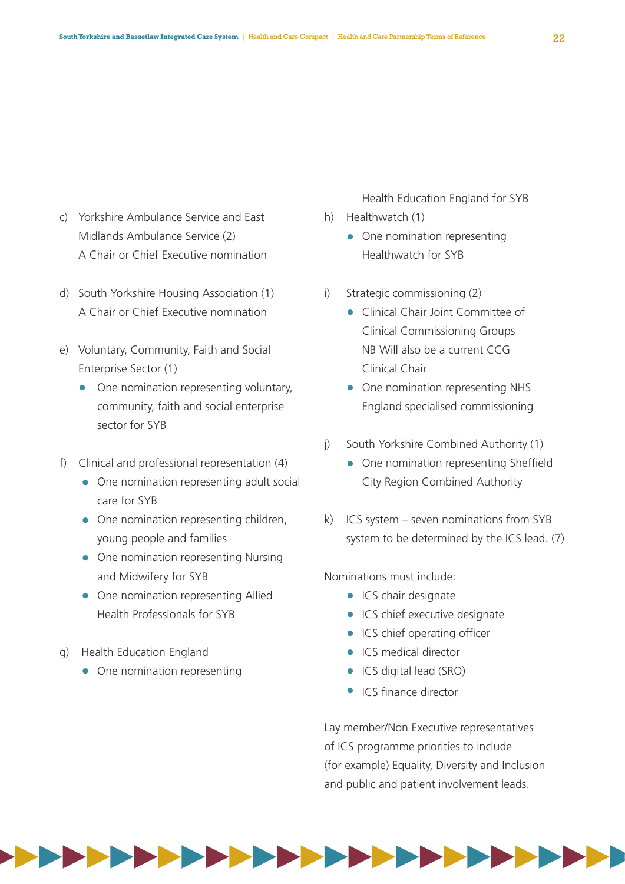c) Yorkshire Ambulance Service and East Midlands Ambulance Service (2)
   A Chair or Chief Executive nomination

d) South Yorkshire Housing Association (1)
   A Chair or Chief Executive nomination

e) Voluntary, Community, Faith and Social Enterprise Sector (1)
   - One nomination representing voluntary, community, faith and social enterprise sector for SYB

f) Clinical and professional representation (4)
   - One nomination representing adult social care for SYB
   - One nomination representing children, young people and families
   - One nomination representing Nursing and Midwifery for SYB
   - One nomination representing Allied Health Professionals for SYB

g) Health Education England
   - One nomination representing Health Education England for SYB

h) Healthwatch (1)
   - One nomination representing Healthwatch for SYB

i) Strategic commissioning (2)
   - Clinical Chair Joint Committee of Clinical Commissioning Groups
     NB Will also be a current CCG Clinical Chair
   - One nomination representing NHS England specialised commissioning

j) South Yorkshire Combined Authority (1)
   - One nomination representing Sheffield City Region Combined Authority

k) ICS system – seven nominations from SYB system to be determined by the ICS lead. (7)

Nominations must include:

- ICS chair designate
- ICS chief executive designate
- ICS chief operating officer
- ICS medical director
- ICS digital lead (SRO)
- ICS finance director

Lay member/Non Executive representatives of ICS programme priorities to include (for example) Equality, Diversity and Inclusion and public and patient involvement leads.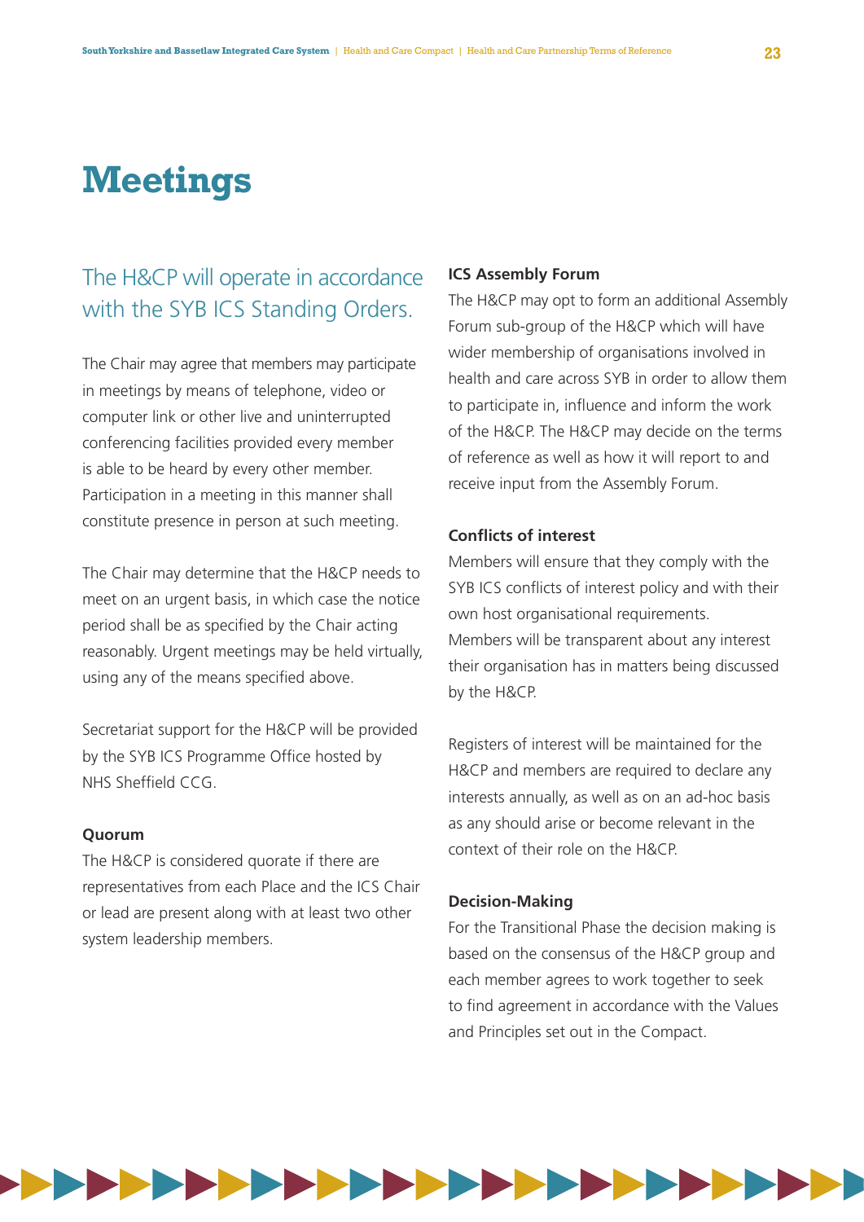# Meetings

## The H&CP will operate in accordance with the SYB ICS Standing Orders.

The Chair may agree that members may participate in meetings by means of telephone, video or computer link or other live and uninterrupted conferencing facilities provided every member is able to be heard by every other member. Participation in a meeting in this manner shall constitute presence in person at such meeting.

The Chair may determine that the H&CP needs to meet on an urgent basis, in which case the notice period shall be as specified by the Chair acting reasonably. Urgent meetings may be held virtually, using any of the means specified above.

Secretariat support for the H&CP will be provided by the SYB ICS Programme Office hosted by NHS Sheffield CCG.

**Quorum**

The H&CP is considered quorate if there are representatives from each Place and the ICS Chair or lead are present along with at least two other system leadership members.

**ICS Assembly Forum**

The H&CP may opt to form an additional Assembly Forum sub-group of the H&CP which will have wider membership of organisations involved in health and care across SYB in order to allow them to participate in, influence and inform the work of the H&CP. The H&CP may decide on the terms of reference as well as how it will report to and receive input from the Assembly Forum.

**Conflicts of interest**

Members will ensure that they comply with the SYB ICS conflicts of interest policy and with their own host organisational requirements. Members will be transparent about any interest their organisation has in matters being discussed by the H&CP.

Registers of interest will be maintained for the H&CP and members are required to declare any interests annually, as well as on an ad-hoc basis as any should arise or become relevant in the context of their role on the H&CP.

**Decision-Making**

For the Transitional Phase the decision making is based on the consensus of the H&CP group and each member agrees to work together to seek to find agreement in accordance with the Values and Principles set out in the Compact.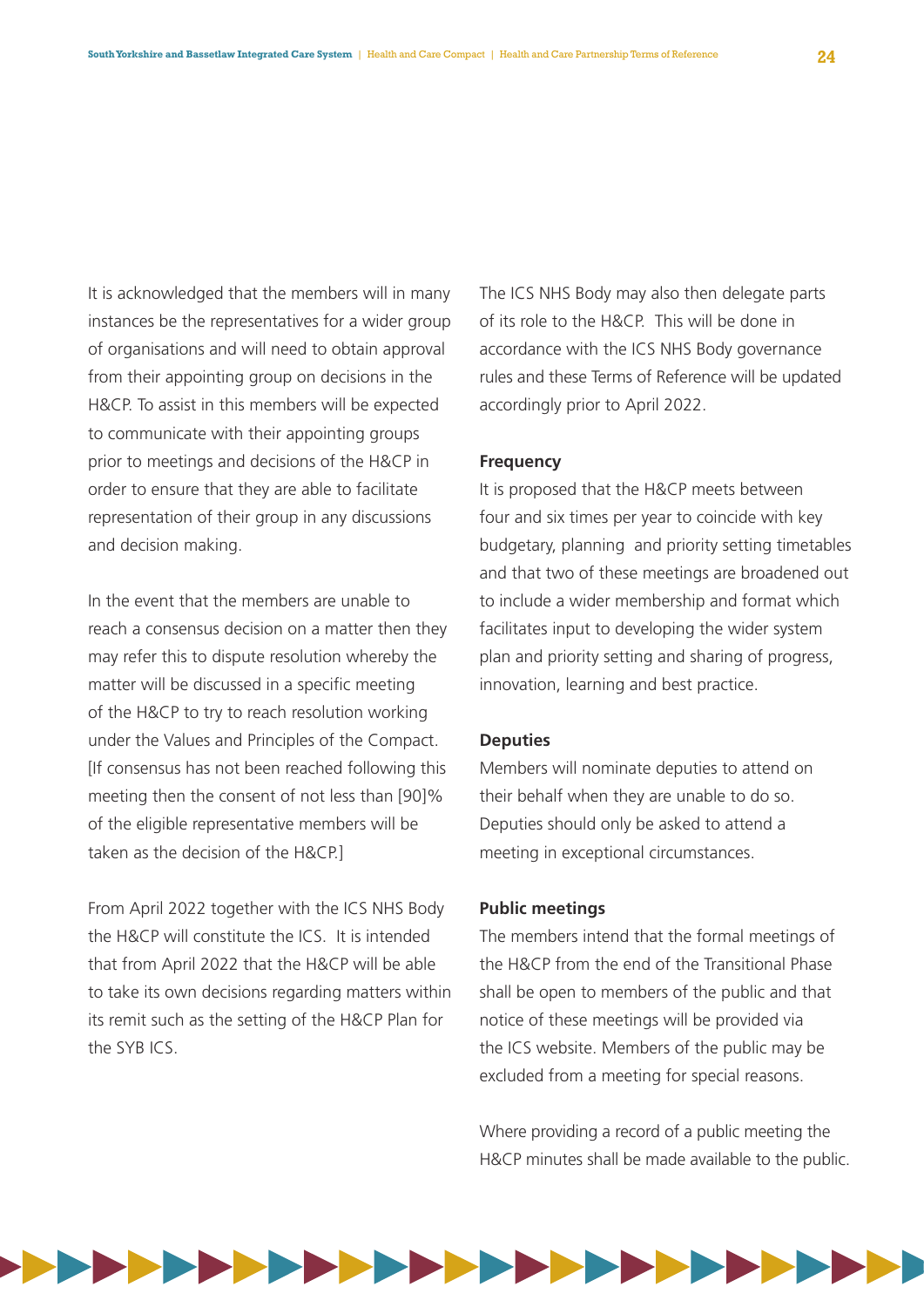It is acknowledged that the members will in many instances be the representatives for a wider group of organisations and will need to obtain approval from their appointing group on decisions in the H&CP. To assist in this members will be expected to communicate with their appointing groups prior to meetings and decisions of the H&CP in order to ensure that they are able to facilitate representation of their group in any discussions and decision making.

In the event that the members are unable to reach a consensus decision on a matter then they may refer this to dispute resolution whereby the matter will be discussed in a specific meeting of the H&CP to try to reach resolution working under the Values and Principles of the Compact. [If consensus has not been reached following this meeting then the consent of not less than [90]% of the eligible representative members will be taken as the decision of the H&CP.]

From April 2022 together with the ICS NHS Body the H&CP will constitute the ICS. It is intended that from April 2022 that the H&CP will be able to take its own decisions regarding matters within its remit such as the setting of the H&CP Plan for the SYB ICS.

The ICS NHS Body may also then delegate parts of its role to the H&CP. This will be done in accordance with the ICS NHS Body governance rules and these Terms of Reference will be updated accordingly prior to April 2022.

**Frequency**

It is proposed that the H&CP meets between four and six times per year to coincide with key budgetary, planning and priority setting timetables and that two of these meetings are broadened out to include a wider membership and format which facilitates input to developing the wider system plan and priority setting and sharing of progress, innovation, learning and best practice.

**Deputies**

Members will nominate deputies to attend on their behalf when they are unable to do so. Deputies should only be asked to attend a meeting in exceptional circumstances.

**Public meetings**

The members intend that the formal meetings of the H&CP from the end of the Transitional Phase shall be open to members of the public and that notice of these meetings will be provided via the ICS website. Members of the public may be excluded from a meeting for special reasons.

Where providing a record of a public meeting the H&CP minutes shall be made available to the public.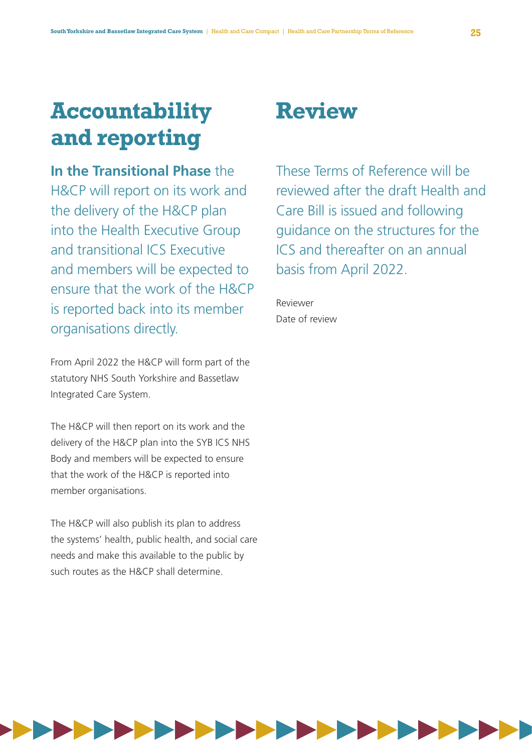# Accountability and reporting

**In the Transitional Phase** the H&CP will report on its work and the delivery of the H&CP plan into the Health Executive Group and transitional ICS Executive and members will be expected to ensure that the work of the H&CP is reported back into its member organisations directly.

From April 2022 the H&CP will form part of the statutory NHS South Yorkshire and Bassetlaw Integrated Care System.

The H&CP will then report on its work and the delivery of the H&CP plan into the SYB ICS NHS Body and members will be expected to ensure that the work of the H&CP is reported into member organisations.

The H&CP will also publish its plan to address the systems' health, public health, and social care needs and make this available to the public by such routes as the H&CP shall determine.

# Review

These Terms of Reference will be reviewed after the draft Health and Care Bill is issued and following guidance on the structures for the ICS and thereafter on an annual basis from April 2022.

Reviewer

Date of review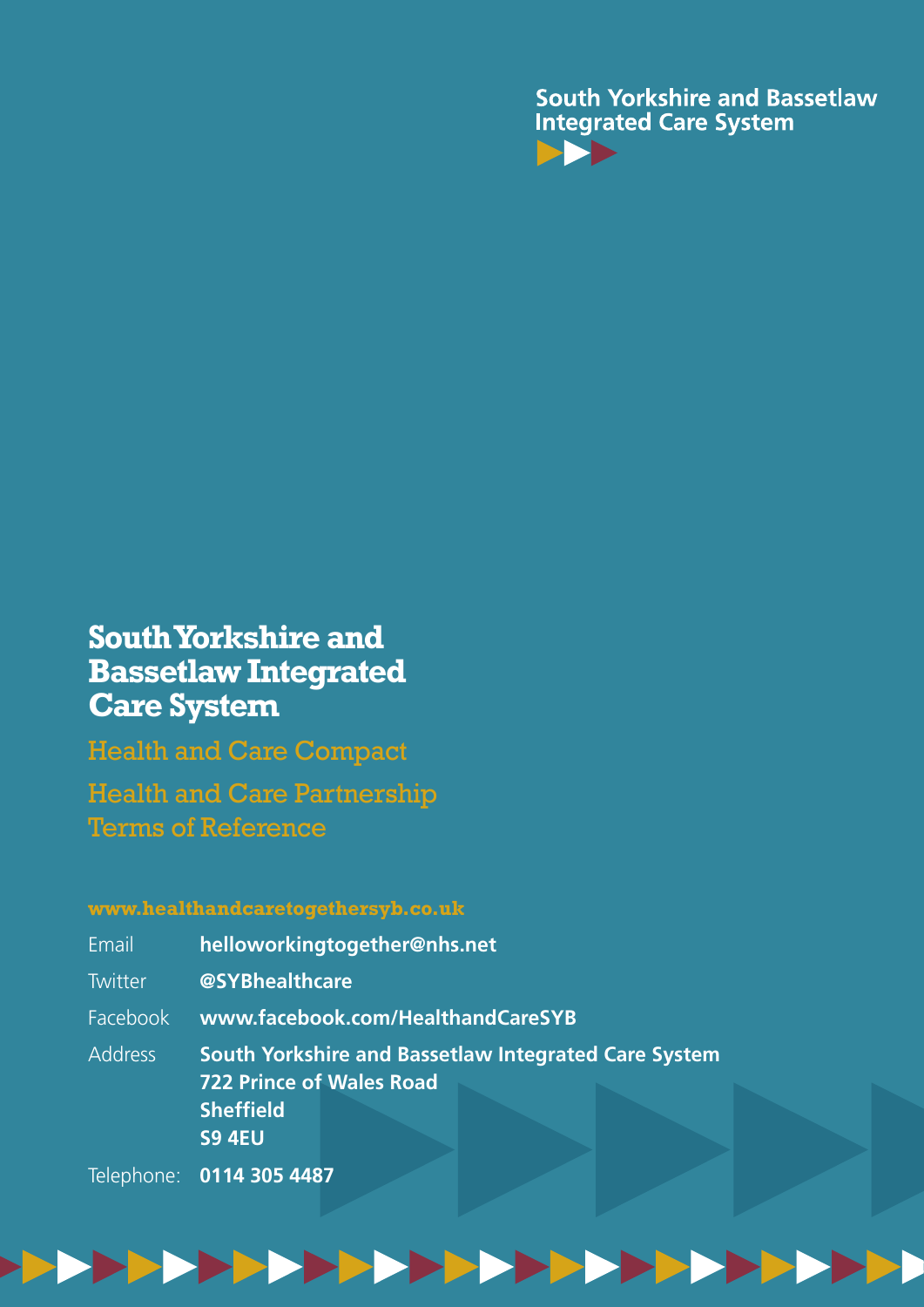South Yorkshire and Bassetlaw Integrated Care System

# South Yorkshire and Bassetlaw Integrated Care System

## Health and Care Compact

## Health and Care Partnership Terms of Reference

**www.healthandcaretogethersyb.co.uk**

| | |
|---|---|
| Email | **helloworkingtogether@nhs.net** |
| Twitter | **@SYBhealthcare** |
| Facebook | **www.facebook.com/HealthandCareSYB** |
| Address | **South Yorkshire and Bassetlaw Integrated Care System<br>722 Prince of Wales Road<br>Sheffield<br>S9 4EU** |
| Telephone: | **0114 305 4487** |